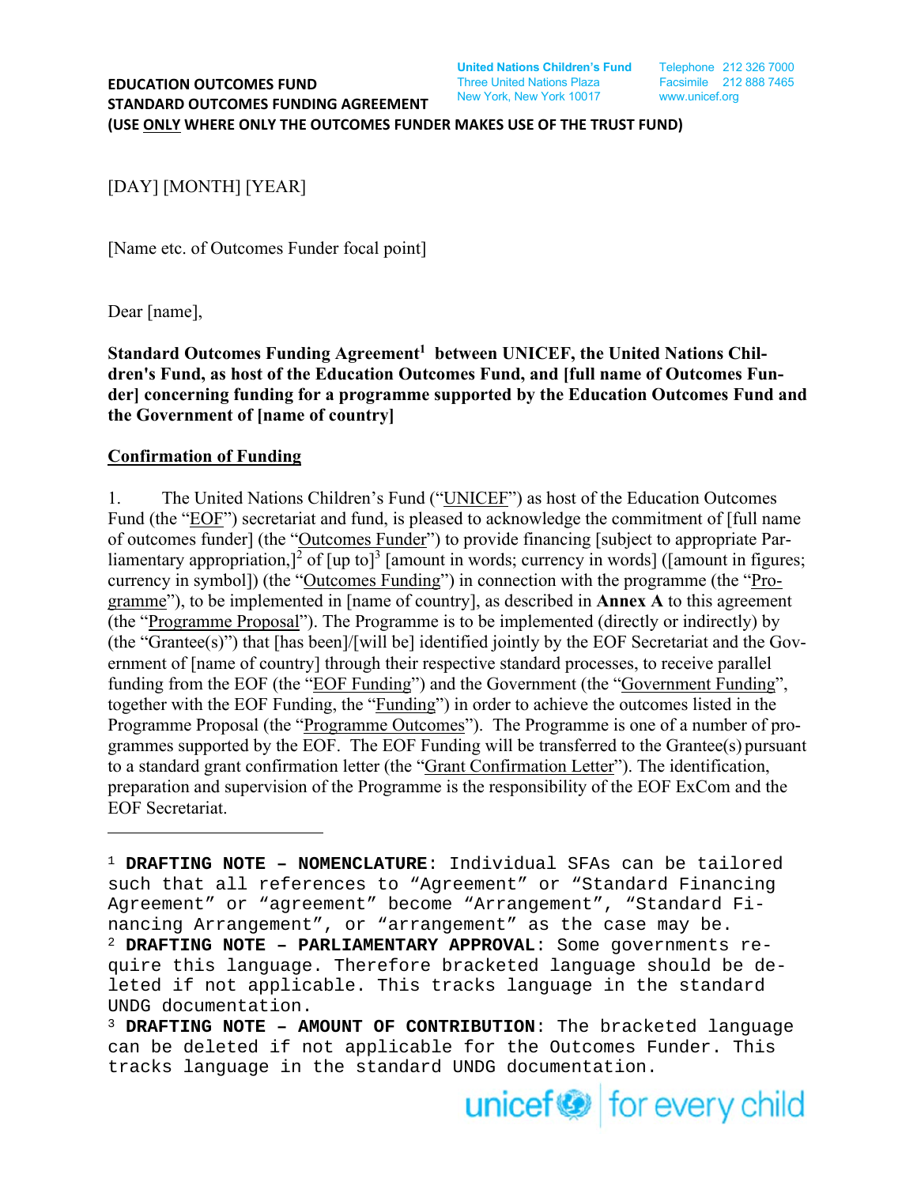**EDUCATION OUTCOMES FUND**
**STANDARD OUTCOMES FUNDING AGREEMENT**
**(USE ONLY WHERE ONLY THE OUTCOMES FUNDER MAKES USE OF THE TRUST FUND)**

United Nations Children's Fund
Three United Nations Plaza
New York, New York 10017

Telephone 212 326 7000
Facsimile 212 888 7465
www.unicef.org

[DAY] [MONTH] [YEAR]

[Name etc. of Outcomes Funder focal point]

Dear [name],

**Standard Outcomes Funding Agreement[1] between UNICEF, the United Nations Children's Fund, as host of the Education Outcomes Fund, and [full name of Outcomes Funder] concerning funding for a programme supported by the Education Outcomes Fund and the Government of [name of country]**

## Confirmation of Funding

1. The United Nations Children's Fund ("UNICEF") as host of the Education Outcomes Fund (the "EOF") secretariat and fund, is pleased to acknowledge the commitment of [full name of outcomes funder] (the "Outcomes Funder") to provide financing [subject to appropriate Parliamentary appropriation,][2] of [up to][3] [amount in words; currency in words] ([amount in figures; currency in symbol]) (the "Outcomes Funding") in connection with the programme (the "Programme"), to be implemented in [name of country], as described in **Annex A** to this agreement (the "Programme Proposal"). The Programme is to be implemented (directly or indirectly) by (the "Grantee(s)") that [has been]/[will be] identified jointly by the EOF Secretariat and the Government of [name of country] through their respective standard processes, to receive parallel funding from the EOF (the "EOF Funding") and the Government (the "Government Funding", together with the EOF Funding, the "Funding") in order to achieve the outcomes listed in the Programme Proposal (the "Programme Outcomes"). The Programme is one of a number of programmes supported by the EOF. The EOF Funding will be transferred to the Grantee(s) pursuant to a standard grant confirmation letter (the "Grant Confirmation Letter"). The identification, preparation and supervision of the Programme is the responsibility of the EOF ExCom and the EOF Secretariat.

---

[1] **DRAFTING NOTE – NOMENCLATURE**: Individual SFAs can be tailored such that all references to "Agreement" or "Standard Financing Agreement" or "agreement" become "Arrangement", "Standard Financing Arrangement", or "arrangement" as the case may be.

[2] **DRAFTING NOTE – PARLIAMENTARY APPROVAL**: Some governments require this language. Therefore bracketed language should be deleted if not applicable. This tracks language in the standard UNDG documentation.

[3] **DRAFTING NOTE – AMOUNT OF CONTRIBUTION**: The bracketed language can be deleted if not applicable for the Outcomes Funder. This tracks language in the standard UNDG documentation.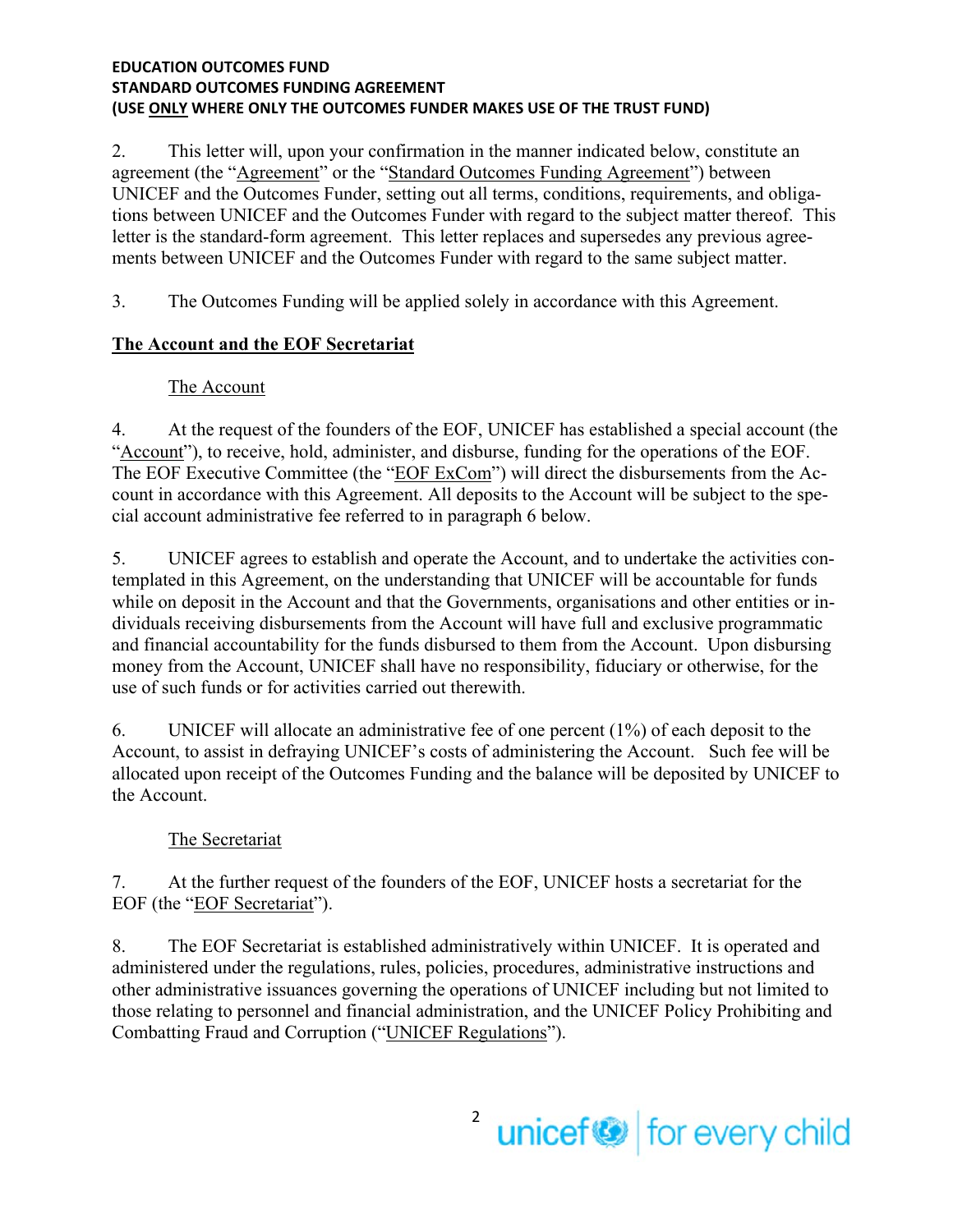2. This letter will, upon your confirmation in the manner indicated below, constitute an agreement (the "Agreement" or the "Standard Outcomes Funding Agreement") between UNICEF and the Outcomes Funder, setting out all terms, conditions, requirements, and obligations between UNICEF and the Outcomes Funder with regard to the subject matter thereof. This letter is the standard-form agreement. This letter replaces and supersedes any previous agreements between UNICEF and the Outcomes Funder with regard to the same subject matter.

3. The Outcomes Funding will be applied solely in accordance with this Agreement.

**The Account and the EOF Secretariat**

The Account

4. At the request of the founders of the EOF, UNICEF has established a special account (the "Account"), to receive, hold, administer, and disburse, funding for the operations of the EOF. The EOF Executive Committee (the "EOF ExCom") will direct the disbursements from the Account in accordance with this Agreement. All deposits to the Account will be subject to the special account administrative fee referred to in paragraph 6 below.

5. UNICEF agrees to establish and operate the Account, and to undertake the activities contemplated in this Agreement, on the understanding that UNICEF will be accountable for funds while on deposit in the Account and that the Governments, organisations and other entities or individuals receiving disbursements from the Account will have full and exclusive programmatic and financial accountability for the funds disbursed to them from the Account. Upon disbursing money from the Account, UNICEF shall have no responsibility, fiduciary or otherwise, for the use of such funds or for activities carried out therewith.

6. UNICEF will allocate an administrative fee of one percent (1%) of each deposit to the Account, to assist in defraying UNICEF's costs of administering the Account. Such fee will be allocated upon receipt of the Outcomes Funding and the balance will be deposited by UNICEF to the Account.

The Secretariat

7. At the further request of the founders of the EOF, UNICEF hosts a secretariat for the EOF (the "EOF Secretariat").

8. The EOF Secretariat is established administratively within UNICEF. It is operated and administered under the regulations, rules, policies, procedures, administrative instructions and other administrative issuances governing the operations of UNICEF including but not limited to those relating to personnel and financial administration, and the UNICEF Policy Prohibiting and Combatting Fraud and Corruption ("UNICEF Regulations").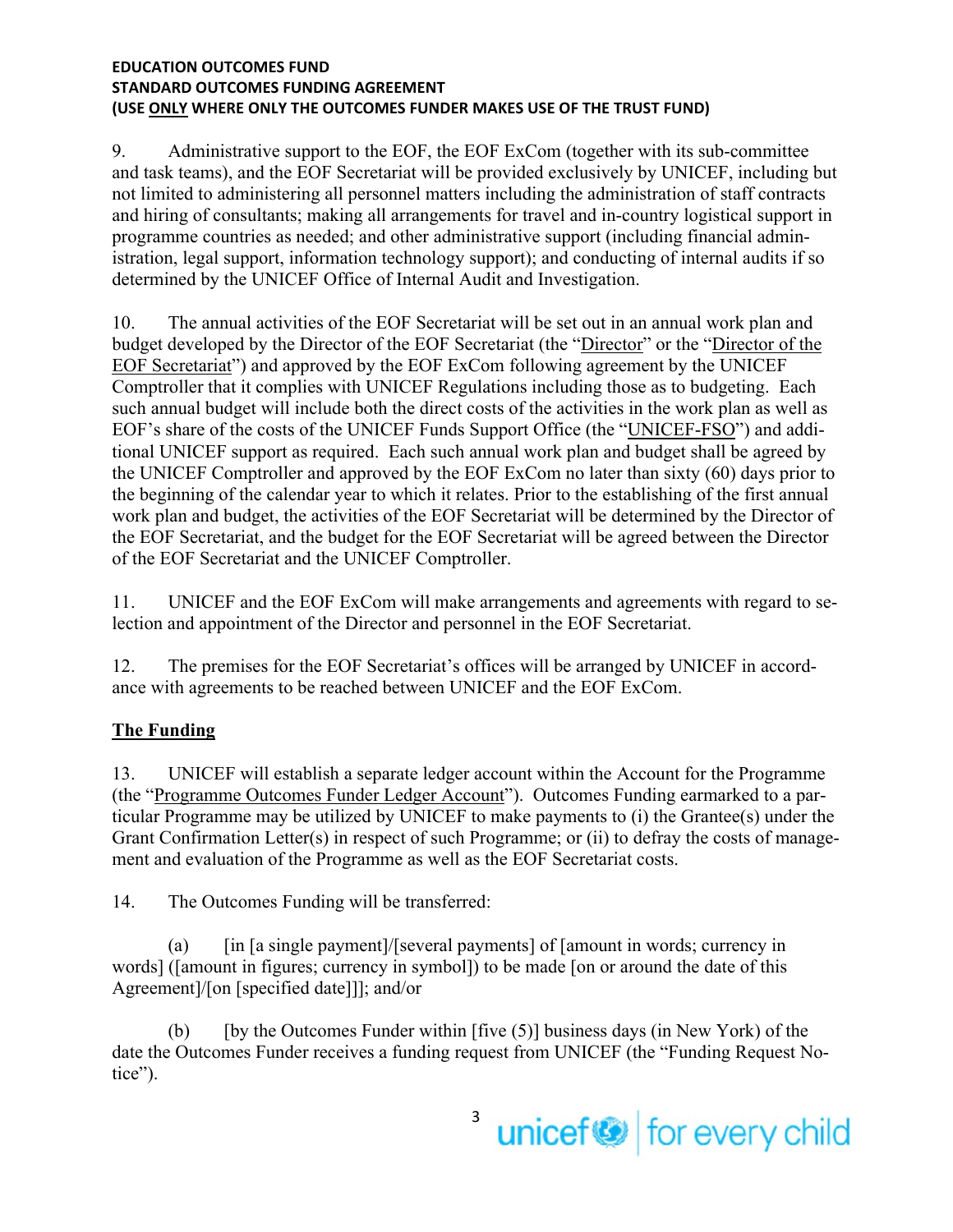9. Administrative support to the EOF, the EOF ExCom (together with its sub-committee and task teams), and the EOF Secretariat will be provided exclusively by UNICEF, including but not limited to administering all personnel matters including the administration of staff contracts and hiring of consultants; making all arrangements for travel and in-country logistical support in programme countries as needed; and other administrative support (including financial administration, legal support, information technology support); and conducting of internal audits if so determined by the UNICEF Office of Internal Audit and Investigation.

10. The annual activities of the EOF Secretariat will be set out in an annual work plan and budget developed by the Director of the EOF Secretariat (the "Director" or the "Director of the EOF Secretariat") and approved by the EOF ExCom following agreement by the UNICEF Comptroller that it complies with UNICEF Regulations including those as to budgeting. Each such annual budget will include both the direct costs of the activities in the work plan as well as EOF's share of the costs of the UNICEF Funds Support Office (the "UNICEF-FSO") and additional UNICEF support as required. Each such annual work plan and budget shall be agreed by the UNICEF Comptroller and approved by the EOF ExCom no later than sixty (60) days prior to the beginning of the calendar year to which it relates. Prior to the establishing of the first annual work plan and budget, the activities of the EOF Secretariat will be determined by the Director of the EOF Secretariat, and the budget for the EOF Secretariat will be agreed between the Director of the EOF Secretariat and the UNICEF Comptroller.

11. UNICEF and the EOF ExCom will make arrangements and agreements with regard to selection and appointment of the Director and personnel in the EOF Secretariat.

12. The premises for the EOF Secretariat's offices will be arranged by UNICEF in accordance with agreements to be reached between UNICEF and the EOF ExCom.

## The Funding

13. UNICEF will establish a separate ledger account within the Account for the Programme (the "Programme Outcomes Funder Ledger Account"). Outcomes Funding earmarked to a particular Programme may be utilized by UNICEF to make payments to (i) the Grantee(s) under the Grant Confirmation Letter(s) in respect of such Programme; or (ii) to defray the costs of management and evaluation of the Programme as well as the EOF Secretariat costs.

14. The Outcomes Funding will be transferred:

(a) [in [a single payment]/[several payments] of [amount in words; currency in words] ([amount in figures; currency in symbol]) to be made [on or around the date of this Agreement]/[on [specified date]]]; and/or

(b) [by the Outcomes Funder within [five (5)] business days (in New York) of the date the Outcomes Funder receives a funding request from UNICEF (the "Funding Request Notice").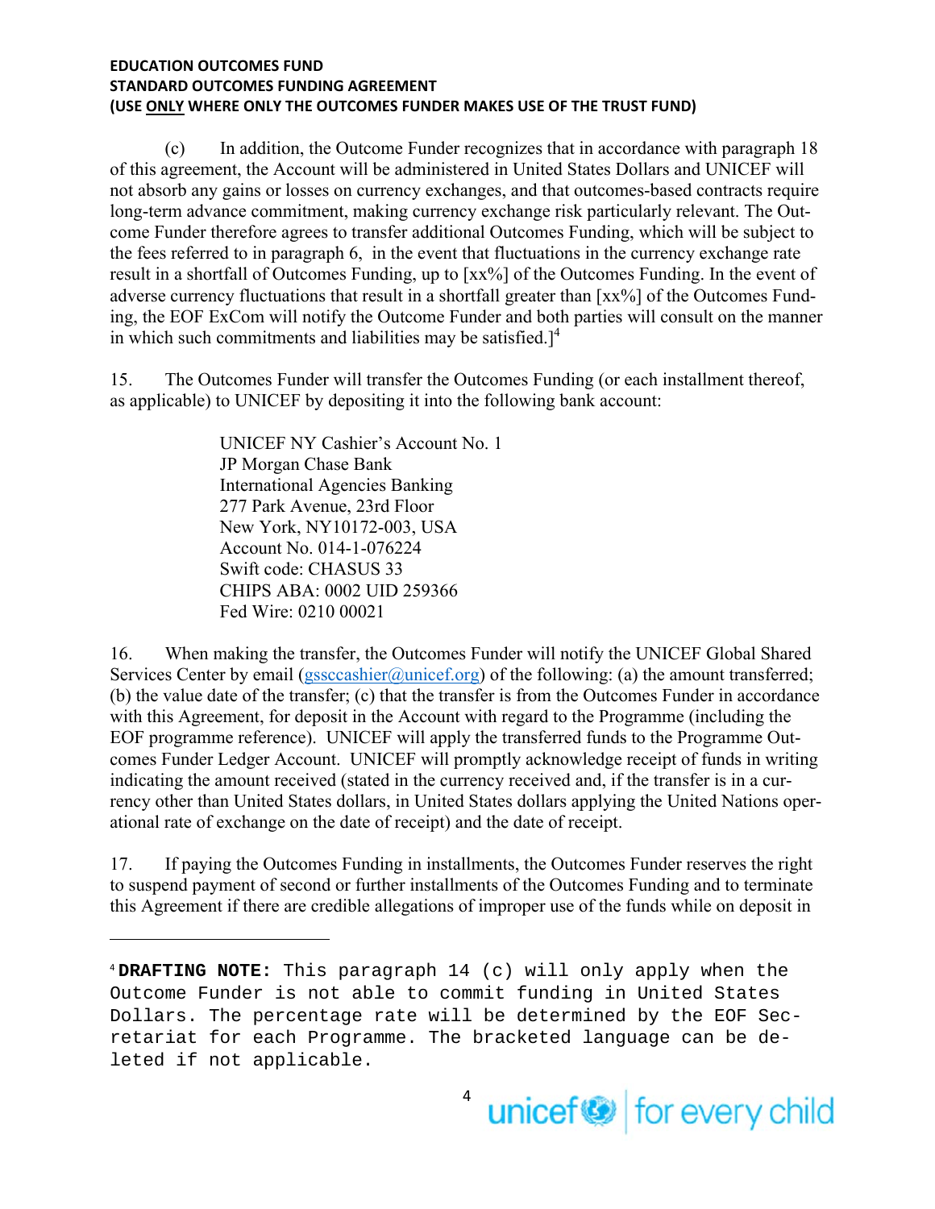(c) In addition, the Outcome Funder recognizes that in accordance with paragraph 18 of this agreement, the Account will be administered in United States Dollars and UNICEF will not absorb any gains or losses on currency exchanges, and that outcomes-based contracts require long-term advance commitment, making currency exchange risk particularly relevant. The Outcome Funder therefore agrees to transfer additional Outcomes Funding, which will be subject to the fees referred to in paragraph 6, in the event that fluctuations in the currency exchange rate result in a shortfall of Outcomes Funding, up to [xx%] of the Outcomes Funding. In the event of adverse currency fluctuations that result in a shortfall greater than [xx%] of the Outcomes Funding, the EOF ExCom will notify the Outcome Funder and both parties will consult on the manner in which such commitments and liabilities may be satisfied.][4]

15. The Outcomes Funder will transfer the Outcomes Funding (or each installment thereof, as applicable) to UNICEF by depositing it into the following bank account:

> UNICEF NY Cashier's Account No. 1
> JP Morgan Chase Bank
> International Agencies Banking
> 277 Park Avenue, 23rd Floor
> New York, NY10172-003, USA
> Account No. 014-1-076224
> Swift code: CHASUS 33
> CHIPS ABA: 0002 UID 259366
> Fed Wire: 0210 00021

16. When making the transfer, the Outcomes Funder will notify the UNICEF Global Shared Services Center by email (gssccashier@unicef.org) of the following: (a) the amount transferred; (b) the value date of the transfer; (c) that the transfer is from the Outcomes Funder in accordance with this Agreement, for deposit in the Account with regard to the Programme (including the EOF programme reference). UNICEF will apply the transferred funds to the Programme Outcomes Funder Ledger Account. UNICEF will promptly acknowledge receipt of funds in writing indicating the amount received (stated in the currency received and, if the transfer is in a currency other than United States dollars, in United States dollars applying the United Nations operational rate of exchange on the date of receipt) and the date of receipt.

17. If paying the Outcomes Funding in installments, the Outcomes Funder reserves the right to suspend payment of second or further installments of the Outcomes Funding and to terminate this Agreement if there are credible allegations of improper use of the funds while on deposit in

---

[4] **DRAFTING NOTE:** This paragraph 14 (c) will only apply when the Outcome Funder is not able to commit funding in United States Dollars. The percentage rate will be determined by the EOF Secretariat for each Programme. The bracketed language can be deleted if not applicable.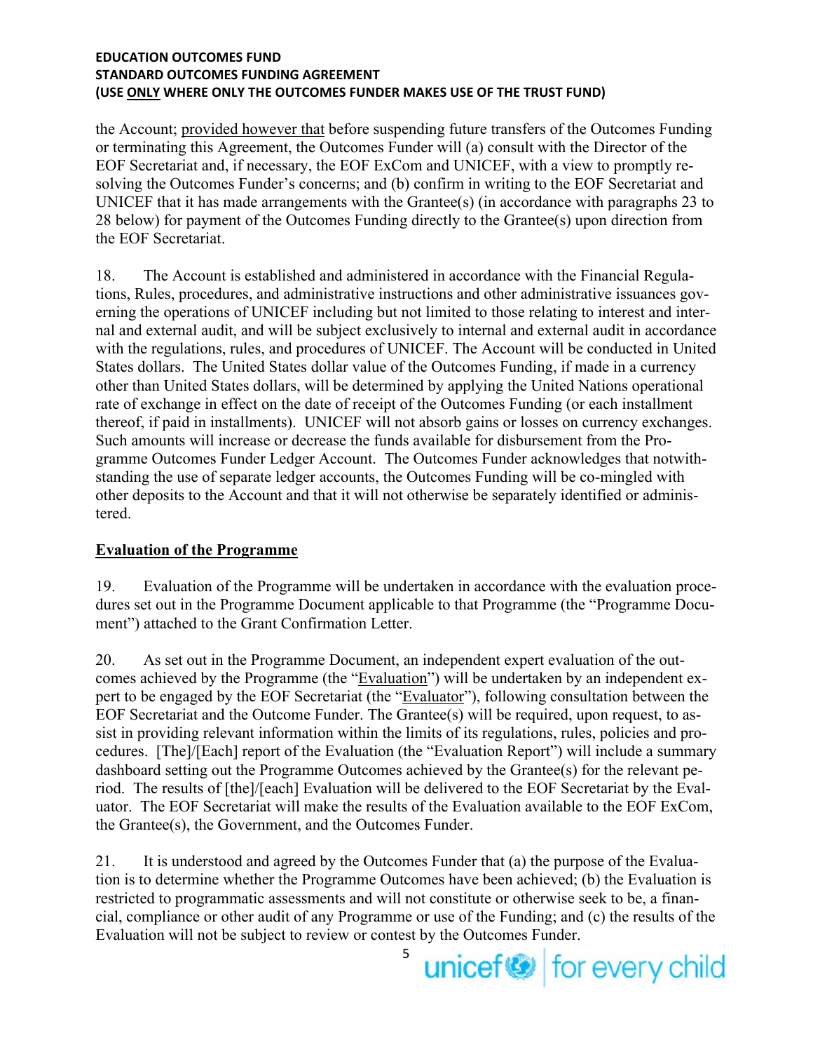the Account; provided however that before suspending future transfers of the Outcomes Funding or terminating this Agreement, the Outcomes Funder will (a) consult with the Director of the EOF Secretariat and, if necessary, the EOF ExCom and UNICEF, with a view to promptly resolving the Outcomes Funder's concerns; and (b) confirm in writing to the EOF Secretariat and UNICEF that it has made arrangements with the Grantee(s) (in accordance with paragraphs 23 to 28 below) for payment of the Outcomes Funding directly to the Grantee(s) upon direction from the EOF Secretariat.

18. The Account is established and administered in accordance with the Financial Regulations, Rules, procedures, and administrative instructions and other administrative issuances governing the operations of UNICEF including but not limited to those relating to interest and internal and external audit, and will be subject exclusively to internal and external audit in accordance with the regulations, rules, and procedures of UNICEF. The Account will be conducted in United States dollars. The United States dollar value of the Outcomes Funding, if made in a currency other than United States dollars, will be determined by applying the United Nations operational rate of exchange in effect on the date of receipt of the Outcomes Funding (or each installment thereof, if paid in installments). UNICEF will not absorb gains or losses on currency exchanges. Such amounts will increase or decrease the funds available for disbursement from the Programme Outcomes Funder Ledger Account. The Outcomes Funder acknowledges that notwithstanding the use of separate ledger accounts, the Outcomes Funding will be co-mingled with other deposits to the Account and that it will not otherwise be separately identified or administered.

## Evaluation of the Programme

19. Evaluation of the Programme will be undertaken in accordance with the evaluation procedures set out in the Programme Document applicable to that Programme (the "Programme Document") attached to the Grant Confirmation Letter.

20. As set out in the Programme Document, an independent expert evaluation of the outcomes achieved by the Programme (the "Evaluation") will be undertaken by an independent expert to be engaged by the EOF Secretariat (the "Evaluator"), following consultation between the EOF Secretariat and the Outcome Funder. The Grantee(s) will be required, upon request, to assist in providing relevant information within the limits of its regulations, rules, policies and procedures. [The]/[Each] report of the Evaluation (the "Evaluation Report") will include a summary dashboard setting out the Programme Outcomes achieved by the Grantee(s) for the relevant period. The results of [the]/[each] Evaluation will be delivered to the EOF Secretariat by the Evaluator. The EOF Secretariat will make the results of the Evaluation available to the EOF ExCom, the Grantee(s), the Government, and the Outcomes Funder.

21. It is understood and agreed by the Outcomes Funder that (a) the purpose of the Evaluation is to determine whether the Programme Outcomes have been achieved; (b) the Evaluation is restricted to programmatic assessments and will not constitute or otherwise seek to be, a financial, compliance or other audit of any Programme or use of the Funding; and (c) the results of the Evaluation will not be subject to review or contest by the Outcomes Funder.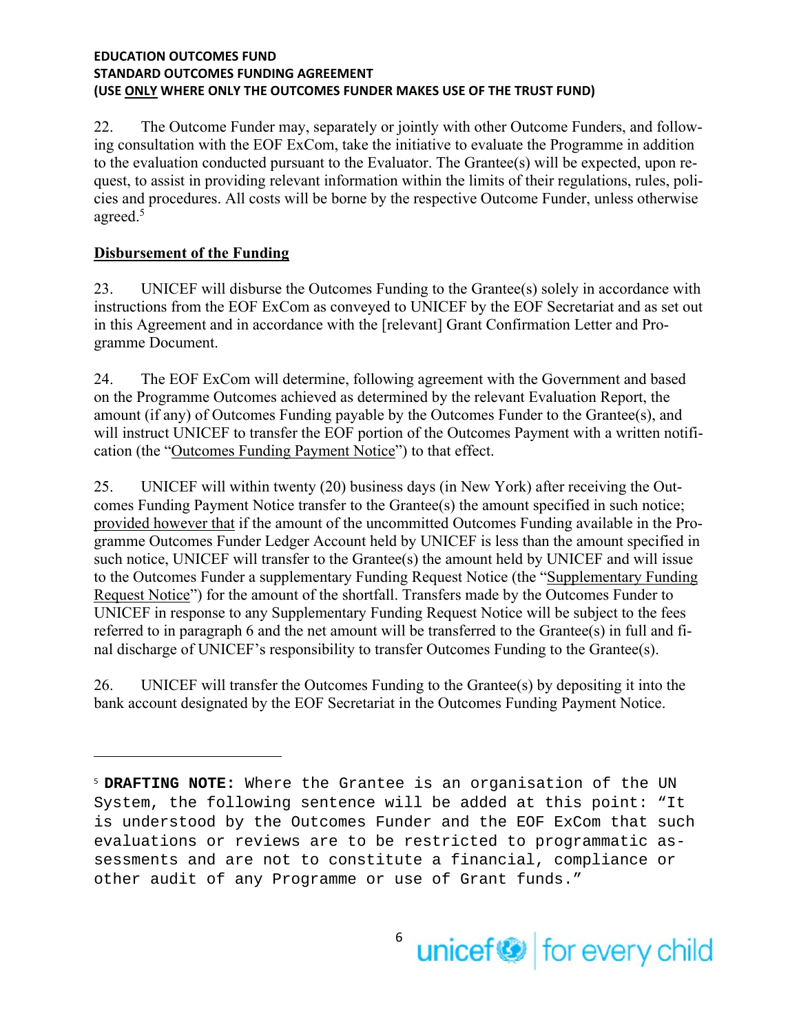22. The Outcome Funder may, separately or jointly with other Outcome Funders, and following consultation with the EOF ExCom, take the initiative to evaluate the Programme in addition to the evaluation conducted pursuant to the Evaluator. The Grantee(s) will be expected, upon request, to assist in providing relevant information within the limits of their regulations, rules, policies and procedures. All costs will be borne by the respective Outcome Funder, unless otherwise agreed.[5]

## Disbursement of the Funding

23. UNICEF will disburse the Outcomes Funding to the Grantee(s) solely in accordance with instructions from the EOF ExCom as conveyed to UNICEF by the EOF Secretariat and as set out in this Agreement and in accordance with the [relevant] Grant Confirmation Letter and Programme Document.

24. The EOF ExCom will determine, following agreement with the Government and based on the Programme Outcomes achieved as determined by the relevant Evaluation Report, the amount (if any) of Outcomes Funding payable by the Outcomes Funder to the Grantee(s), and will instruct UNICEF to transfer the EOF portion of the Outcomes Payment with a written notification (the "Outcomes Funding Payment Notice") to that effect.

25. UNICEF will within twenty (20) business days (in New York) after receiving the Outcomes Funding Payment Notice transfer to the Grantee(s) the amount specified in such notice; provided however that if the amount of the uncommitted Outcomes Funding available in the Programme Outcomes Funder Ledger Account held by UNICEF is less than the amount specified in such notice, UNICEF will transfer to the Grantee(s) the amount held by UNICEF and will issue to the Outcomes Funder a supplementary Funding Request Notice (the "Supplementary Funding Request Notice") for the amount of the shortfall. Transfers made by the Outcomes Funder to UNICEF in response to any Supplementary Funding Request Notice will be subject to the fees referred to in paragraph 6 and the net amount will be transferred to the Grantee(s) in full and final discharge of UNICEF's responsibility to transfer Outcomes Funding to the Grantee(s).

26. UNICEF will transfer the Outcomes Funding to the Grantee(s) by depositing it into the bank account designated by the EOF Secretariat in the Outcomes Funding Payment Notice.

---

[5] **DRAFTING NOTE:** Where the Grantee is an organisation of the UN System, the following sentence will be added at this point: "It is understood by the Outcomes Funder and the EOF ExCom that such evaluations or reviews are to be restricted to programmatic assessments and are not to constitute a financial, compliance or other audit of any Programme or use of Grant funds."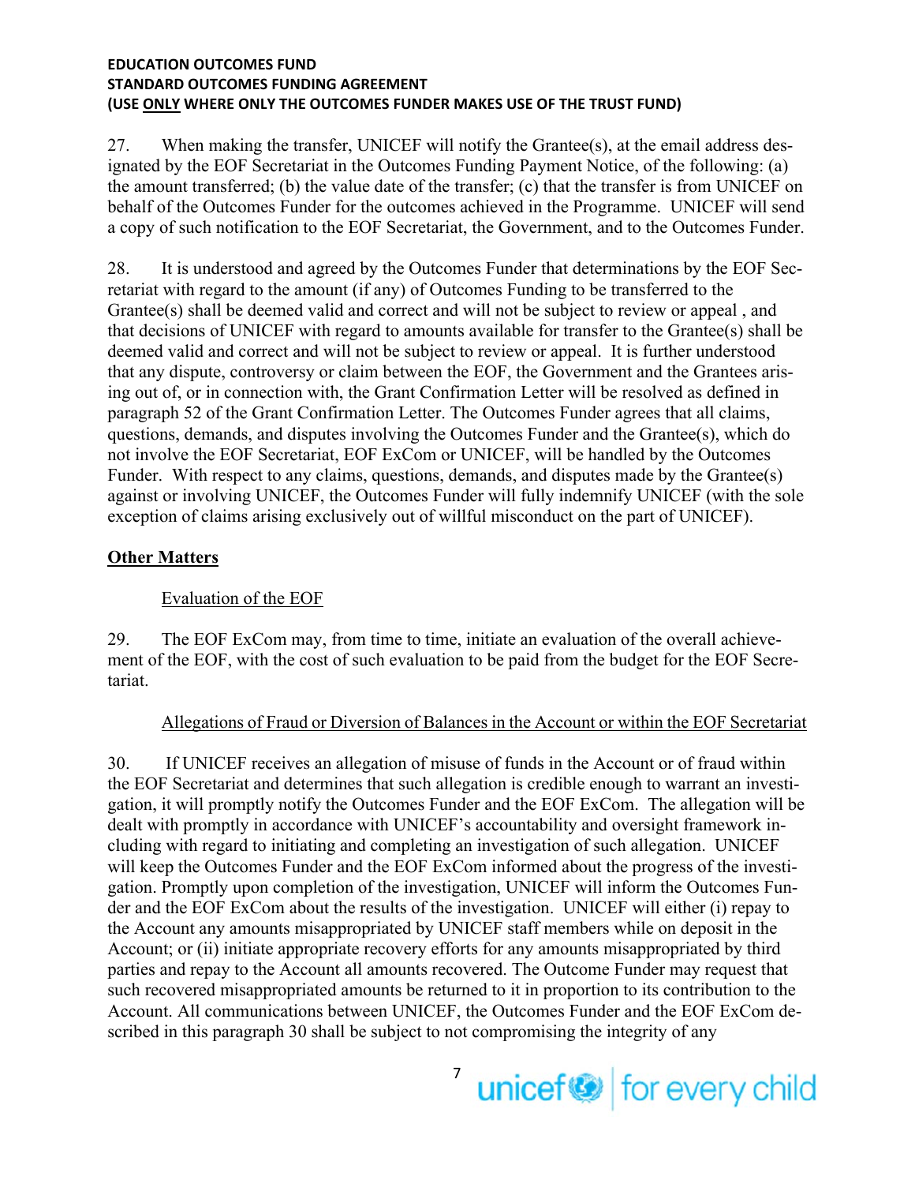27. When making the transfer, UNICEF will notify the Grantee(s), at the email address designated by the EOF Secretariat in the Outcomes Funding Payment Notice, of the following: (a) the amount transferred; (b) the value date of the transfer; (c) that the transfer is from UNICEF on behalf of the Outcomes Funder for the outcomes achieved in the Programme. UNICEF will send a copy of such notification to the EOF Secretariat, the Government, and to the Outcomes Funder.

28. It is understood and agreed by the Outcomes Funder that determinations by the EOF Secretariat with regard to the amount (if any) of Outcomes Funding to be transferred to the Grantee(s) shall be deemed valid and correct and will not be subject to review or appeal , and that decisions of UNICEF with regard to amounts available for transfer to the Grantee(s) shall be deemed valid and correct and will not be subject to review or appeal. It is further understood that any dispute, controversy or claim between the EOF, the Government and the Grantees arising out of, or in connection with, the Grant Confirmation Letter will be resolved as defined in paragraph 52 of the Grant Confirmation Letter. The Outcomes Funder agrees that all claims, questions, demands, and disputes involving the Outcomes Funder and the Grantee(s), which do not involve the EOF Secretariat, EOF ExCom or UNICEF, will be handled by the Outcomes Funder. With respect to any claims, questions, demands, and disputes made by the Grantee(s) against or involving UNICEF, the Outcomes Funder will fully indemnify UNICEF (with the sole exception of claims arising exclusively out of willful misconduct on the part of UNICEF).

## Other Matters

### Evaluation of the EOF

29. The EOF ExCom may, from time to time, initiate an evaluation of the overall achievement of the EOF, with the cost of such evaluation to be paid from the budget for the EOF Secretariat.

### Allegations of Fraud or Diversion of Balances in the Account or within the EOF Secretariat

30. If UNICEF receives an allegation of misuse of funds in the Account or of fraud within the EOF Secretariat and determines that such allegation is credible enough to warrant an investigation, it will promptly notify the Outcomes Funder and the EOF ExCom. The allegation will be dealt with promptly in accordance with UNICEF's accountability and oversight framework including with regard to initiating and completing an investigation of such allegation. UNICEF will keep the Outcomes Funder and the EOF ExCom informed about the progress of the investigation. Promptly upon completion of the investigation, UNICEF will inform the Outcomes Funder and the EOF ExCom about the results of the investigation. UNICEF will either (i) repay to the Account any amounts misappropriated by UNICEF staff members while on deposit in the Account; or (ii) initiate appropriate recovery efforts for any amounts misappropriated by third parties and repay to the Account all amounts recovered. The Outcome Funder may request that such recovered misappropriated amounts be returned to it in proportion to its contribution to the Account. All communications between UNICEF, the Outcomes Funder and the EOF ExCom described in this paragraph 30 shall be subject to not compromising the integrity of any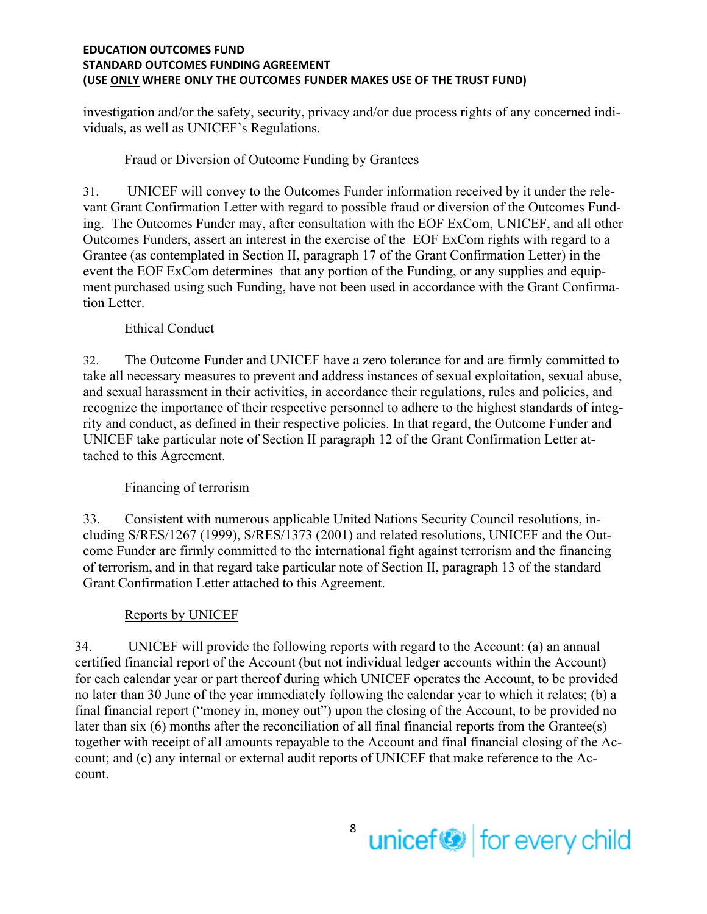investigation and/or the safety, security, privacy and/or due process rights of any concerned individuals, as well as UNICEF's Regulations.

Fraud or Diversion of Outcome Funding by Grantees

31. UNICEF will convey to the Outcomes Funder information received by it under the relevant Grant Confirmation Letter with regard to possible fraud or diversion of the Outcomes Funding. The Outcomes Funder may, after consultation with the EOF ExCom, UNICEF, and all other Outcomes Funders, assert an interest in the exercise of the EOF ExCom rights with regard to a Grantee (as contemplated in Section II, paragraph 17 of the Grant Confirmation Letter) in the event the EOF ExCom determines that any portion of the Funding, or any supplies and equipment purchased using such Funding, have not been used in accordance with the Grant Confirmation Letter.

Ethical Conduct

32. The Outcome Funder and UNICEF have a zero tolerance for and are firmly committed to take all necessary measures to prevent and address instances of sexual exploitation, sexual abuse, and sexual harassment in their activities, in accordance their regulations, rules and policies, and recognize the importance of their respective personnel to adhere to the highest standards of integrity and conduct, as defined in their respective policies. In that regard, the Outcome Funder and UNICEF take particular note of Section II paragraph 12 of the Grant Confirmation Letter attached to this Agreement.

Financing of terrorism

33. Consistent with numerous applicable United Nations Security Council resolutions, including S/RES/1267 (1999), S/RES/1373 (2001) and related resolutions, UNICEF and the Outcome Funder are firmly committed to the international fight against terrorism and the financing of terrorism, and in that regard take particular note of Section II, paragraph 13 of the standard Grant Confirmation Letter attached to this Agreement.

Reports by UNICEF

34. UNICEF will provide the following reports with regard to the Account: (a) an annual certified financial report of the Account (but not individual ledger accounts within the Account) for each calendar year or part thereof during which UNICEF operates the Account, to be provided no later than 30 June of the year immediately following the calendar year to which it relates; (b) a final financial report ("money in, money out") upon the closing of the Account, to be provided no later than six (6) months after the reconciliation of all final financial reports from the Grantee(s) together with receipt of all amounts repayable to the Account and final financial closing of the Account; and (c) any internal or external audit reports of UNICEF that make reference to the Account.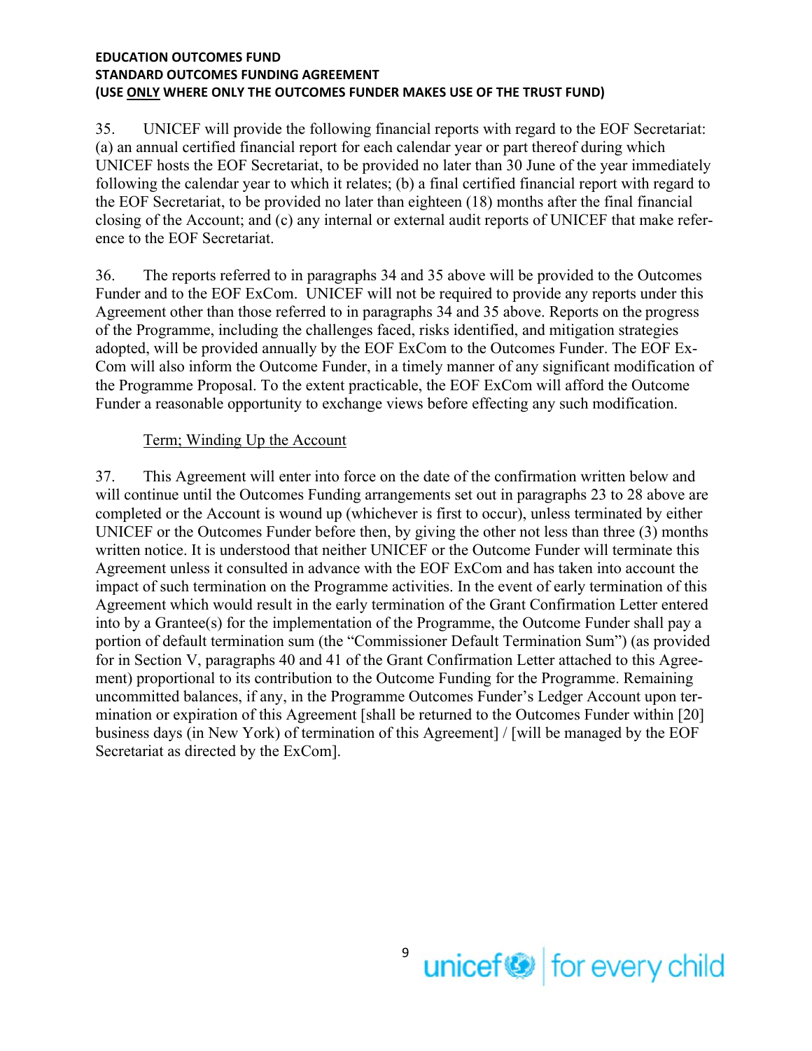35. UNICEF will provide the following financial reports with regard to the EOF Secretariat: (a) an annual certified financial report for each calendar year or part thereof during which UNICEF hosts the EOF Secretariat, to be provided no later than 30 June of the year immediately following the calendar year to which it relates; (b) a final certified financial report with regard to the EOF Secretariat, to be provided no later than eighteen (18) months after the final financial closing of the Account; and (c) any internal or external audit reports of UNICEF that make reference to the EOF Secretariat.

36. The reports referred to in paragraphs 34 and 35 above will be provided to the Outcomes Funder and to the EOF ExCom. UNICEF will not be required to provide any reports under this Agreement other than those referred to in paragraphs 34 and 35 above. Reports on the progress of the Programme, including the challenges faced, risks identified, and mitigation strategies adopted, will be provided annually by the EOF ExCom to the Outcomes Funder. The EOF ExCom will also inform the Outcome Funder, in a timely manner of any significant modification of the Programme Proposal. To the extent practicable, the EOF ExCom will afford the Outcome Funder a reasonable opportunity to exchange views before effecting any such modification.

<u>Term; Winding Up the Account</u>

37. This Agreement will enter into force on the date of the confirmation written below and will continue until the Outcomes Funding arrangements set out in paragraphs 23 to 28 above are completed or the Account is wound up (whichever is first to occur), unless terminated by either UNICEF or the Outcomes Funder before then, by giving the other not less than three (3) months written notice. It is understood that neither UNICEF or the Outcome Funder will terminate this Agreement unless it consulted in advance with the EOF ExCom and has taken into account the impact of such termination on the Programme activities. In the event of early termination of this Agreement which would result in the early termination of the Grant Confirmation Letter entered into by a Grantee(s) for the implementation of the Programme, the Outcome Funder shall pay a portion of default termination sum (the "Commissioner Default Termination Sum") (as provided for in Section V, paragraphs 40 and 41 of the Grant Confirmation Letter attached to this Agreement) proportional to its contribution to the Outcome Funding for the Programme. Remaining uncommitted balances, if any, in the Programme Outcomes Funder's Ledger Account upon termination or expiration of this Agreement [shall be returned to the Outcomes Funder within [20] business days (in New York) of termination of this Agreement] / [will be managed by the EOF Secretariat as directed by the ExCom].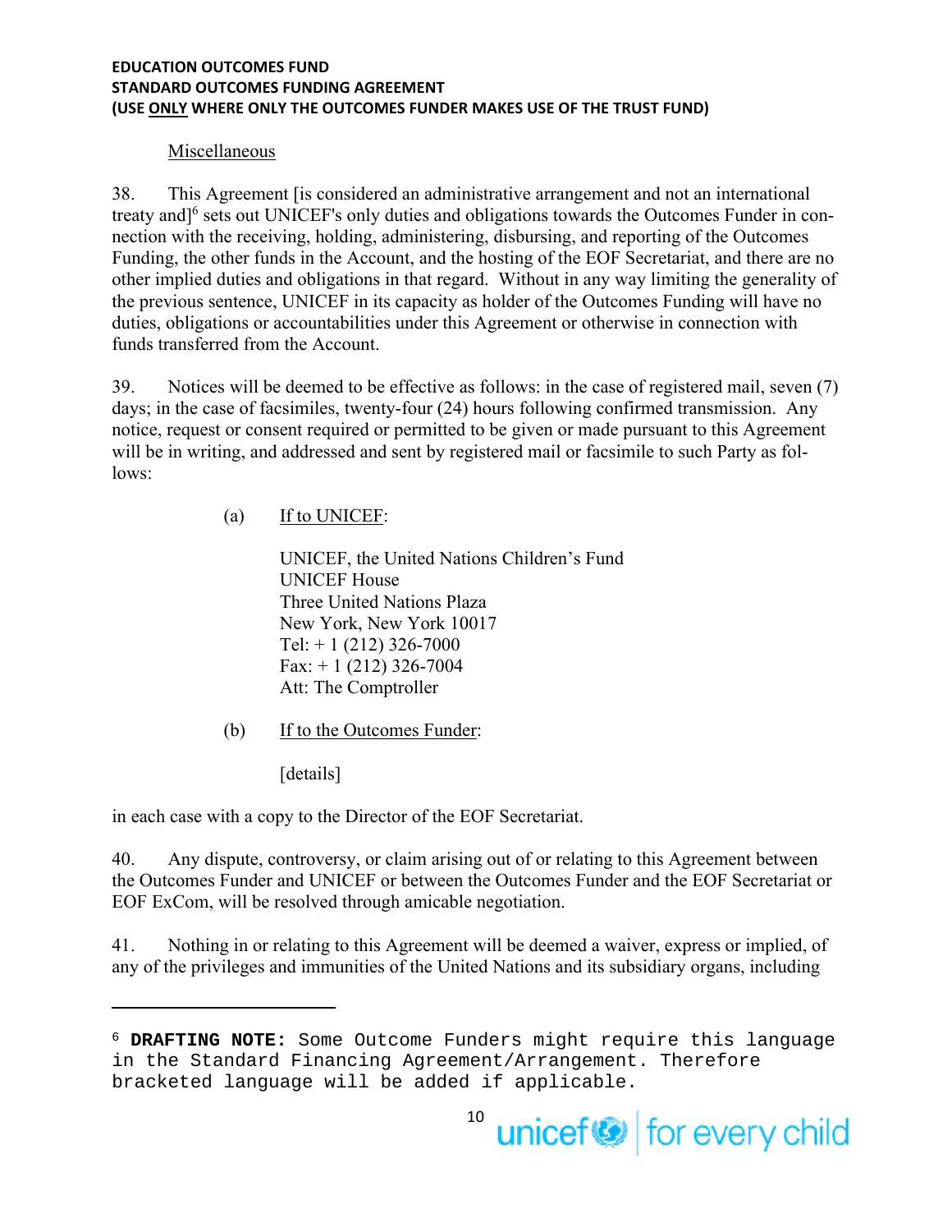Miscellaneous

38. This Agreement [is considered an administrative arrangement and not an international treaty and][6] sets out UNICEF's only duties and obligations towards the Outcomes Funder in connection with the receiving, holding, administering, disbursing, and reporting of the Outcomes Funding, the other funds in the Account, and the hosting of the EOF Secretariat, and there are no other implied duties and obligations in that regard. Without in any way limiting the generality of the previous sentence, UNICEF in its capacity as holder of the Outcomes Funding will have no duties, obligations or accountabilities under this Agreement or otherwise in connection with funds transferred from the Account.

39. Notices will be deemed to be effective as follows: in the case of registered mail, seven (7) days; in the case of facsimiles, twenty-four (24) hours following confirmed transmission. Any notice, request or consent required or permitted to be given or made pursuant to this Agreement will be in writing, and addressed and sent by registered mail or facsimile to such Party as follows:

(a) If to UNICEF:

UNICEF, the United Nations Children's Fund
UNICEF House
Three United Nations Plaza
New York, New York 10017
Tel: + 1 (212) 326-7000
Fax: + 1 (212) 326-7004
Att: The Comptroller

(b) If to the Outcomes Funder:

[details]

in each case with a copy to the Director of the EOF Secretariat.

40. Any dispute, controversy, or claim arising out of or relating to this Agreement between the Outcomes Funder and UNICEF or between the Outcomes Funder and the EOF Secretariat or EOF ExCom, will be resolved through amicable negotiation.

41. Nothing in or relating to this Agreement will be deemed a waiver, express or implied, of any of the privileges and immunities of the United Nations and its subsidiary organs, including

---

[6] **DRAFTING NOTE:** Some Outcome Funders might require this language in the Standard Financing Agreement/Arrangement. Therefore bracketed language will be added if applicable.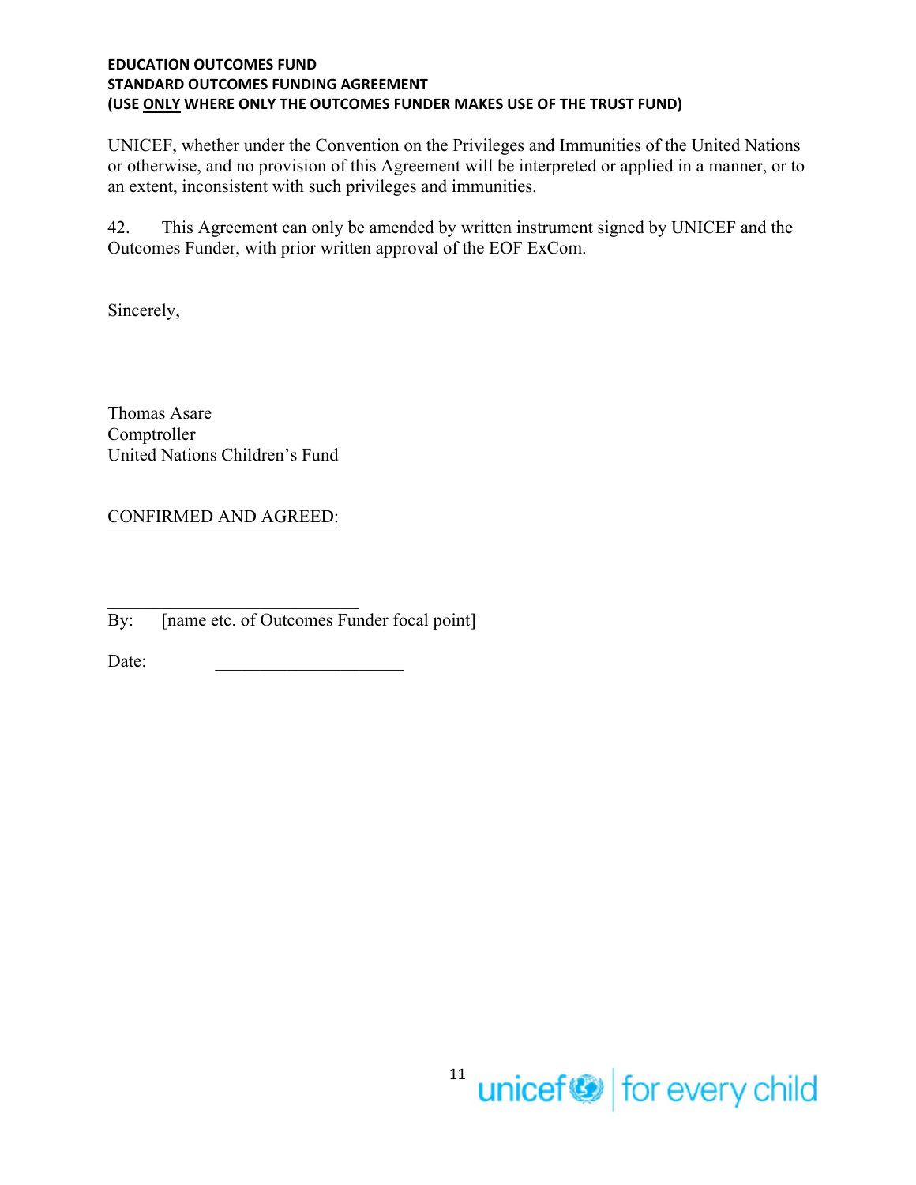UNICEF, whether under the Convention on the Privileges and Immunities of the United Nations or otherwise, and no provision of this Agreement will be interpreted or applied in a manner, or to an extent, inconsistent with such privileges and immunities.

42. This Agreement can only be amended by written instrument signed by UNICEF and the Outcomes Funder, with prior written approval of the EOF ExCom.

Sincerely,

Thomas Asare
Comptroller
United Nations Children's Fund

CONFIRMED AND AGREED:

\_\_\_\_\_\_\_\_\_\_\_\_\_\_\_\_\_\_\_\_\_\_\_\_\_\_\_\_\_\_
By: [name etc. of Outcomes Funder focal point]

Date: \_\_\_\_\_\_\_\_\_\_\_\_\_\_\_\_\_\_\_\_\_\_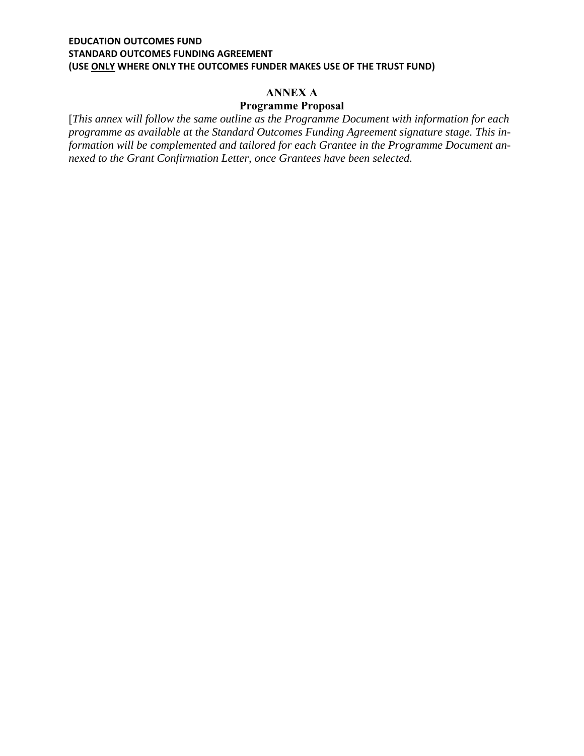## ANNEX A

## Programme Proposal

[*This annex will follow the same outline as the Programme Document with information for each programme as available at the Standard Outcomes Funding Agreement signature stage. This information will be complemented and tailored for each Grantee in the Programme Document annexed to the Grant Confirmation Letter, once Grantees have been selected.*